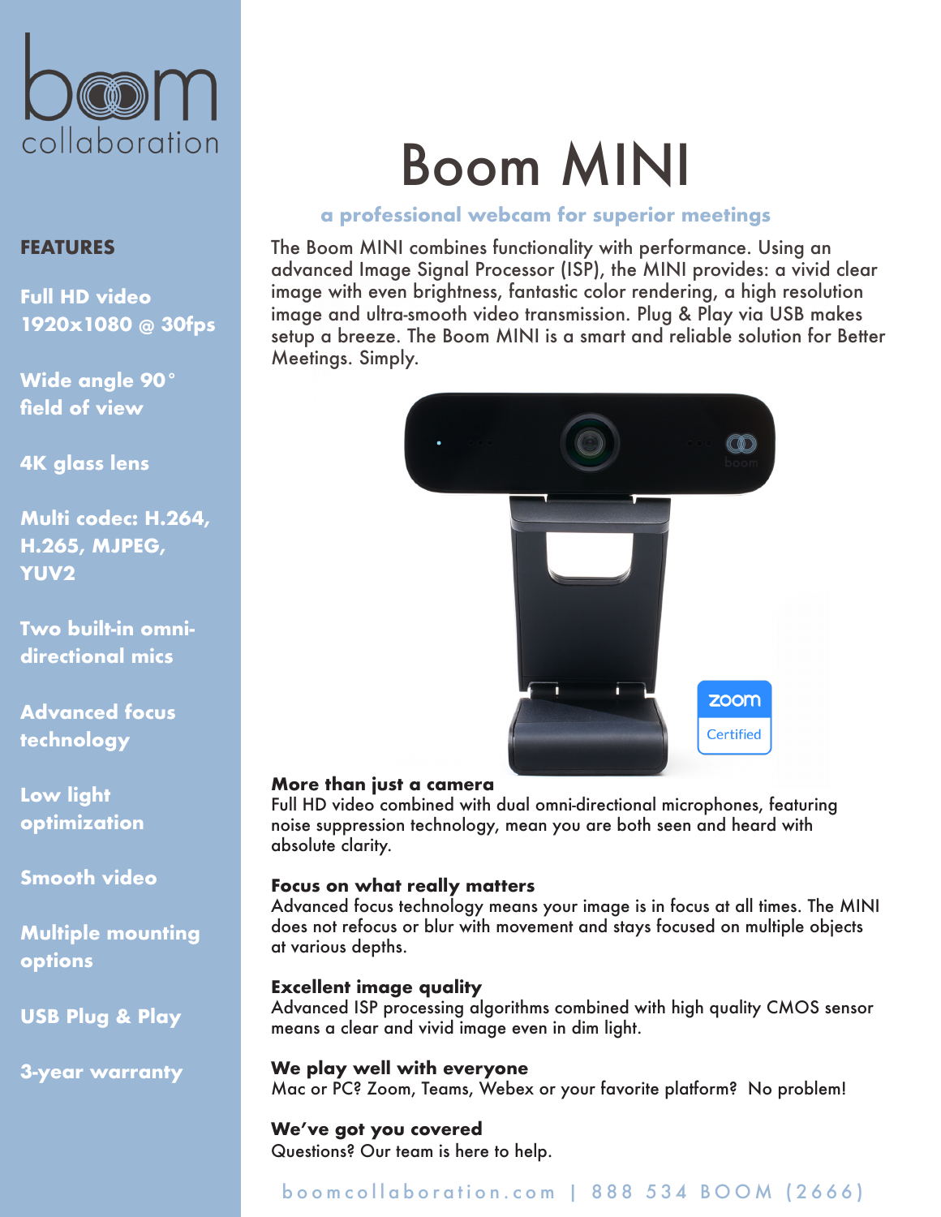boom collaboration

# Boom MINI

**a professional webcam for superior meetings**

The Boom MINI combines functionality with performance. Using an advanced Image Signal Processor (ISP), the MINI provides: a vivid clear image with even brightness, fantastic color rendering, a high resolution image and ultra-smooth video transmission. Plug & Play via USB makes setup a breeze. The Boom MINI is a smart and reliable solution for Better Meetings. Simply.

## FEATURES

- **Full HD video 1920x1080 @ 30fps**
- **Wide angle 90° field of view**
- **4K glass lens**
- **Multi codec: H.264, H.265, MJPEG, YUV2**
- **Two built-in omni-directional mics**
- **Advanced focus technology**
- **Low light optimization**
- **Smooth video**
- **Multiple mounting options**
- **USB Plug & Play**
- **3-year warranty**

zoom Certified

**More than just a camera**
Full HD video combined with dual omni-directional microphones, featuring noise suppression technology, mean you are both seen and heard with absolute clarity.

**Focus on what really matters**
Advanced focus technology means your image is in focus at all times. The MINI does not refocus or blur with movement and stays focused on multiple objects at various depths.

**Excellent image quality**
Advanced ISP processing algorithms combined with high quality CMOS sensor means a clear and vivid image even in dim light.

**We play well with everyone**
Mac or PC? Zoom, Teams, Webex or your favorite platform? No problem!

**We've got you covered**
Questions? Our team is here to help.

boomcollaboration.com | 888 534 BOOM (2666)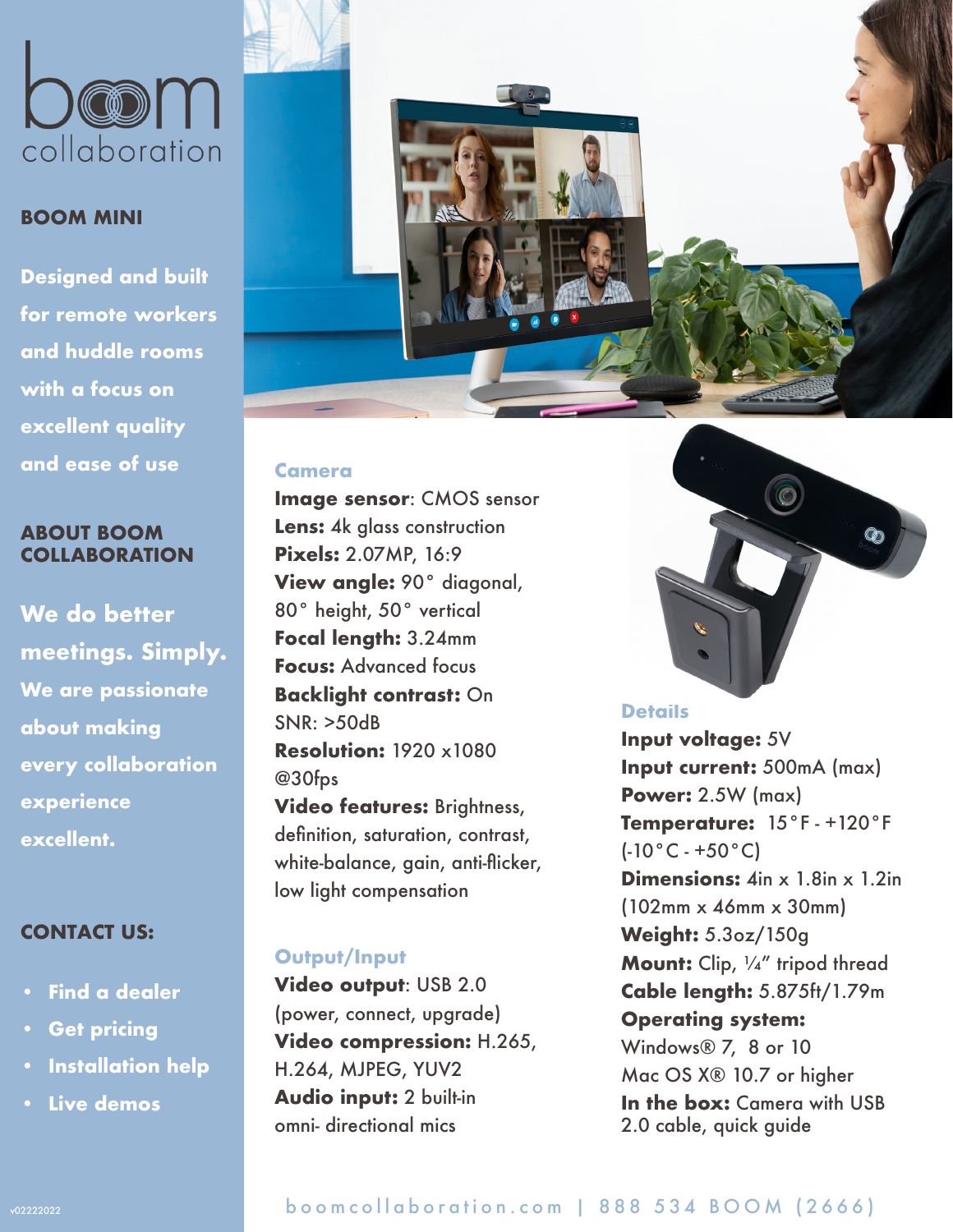boom collaboration

## BOOM MINI

**Designed and built for remote workers and huddle rooms with a focus on excellent quality and ease of use**

## ABOUT BOOM COLLABORATION

**We do better meetings. Simply.**

**We are passionate about making every collaboration experience excellent.**

## CONTACT US:

- **Find a dealer**
- **Get pricing**
- **Installation help**
- **Live demos**

v02222022

### Camera

**Image sensor**: CMOS sensor
**Lens:** 4k glass construction
**Pixels:** 2.07MP, 16:9
**View angle:** 90° diagonal, 80° height, 50° vertical
**Focal length:** 3.24mm
**Focus:** Advanced focus
**Backlight contrast:** On
SNR: >50dB
**Resolution:** 1920 x1080 @30fps
**Video features:** Brightness, definition, saturation, contrast, white-balance, gain, anti-flicker, low light compensation

### Output/Input

**Video output**: USB 2.0 (power, connect, upgrade)
**Video compression:** H.265, H.264, MJPEG, YUV2
**Audio input:** 2 built-in omni- directional mics

### Details

**Input voltage:** 5V
**Input current:** 500mA (max)
**Power:** 2.5W (max)
**Temperature:** 15°F - +120°F (-10°C - +50°C)
**Dimensions:** 4in x 1.8in x 1.2in (102mm x 46mm x 30mm)
**Weight:** 5.3oz/150g
**Mount:** Clip, ¼" tripod thread
**Cable length:** 5.875ft/1.79m
**Operating system:**
Windows® 7, 8 or 10
Mac OS X® 10.7 or higher
**In the box:** Camera with USB 2.0 cable, quick guide

boomcollaboration.com | 888 534 BOOM (2666)